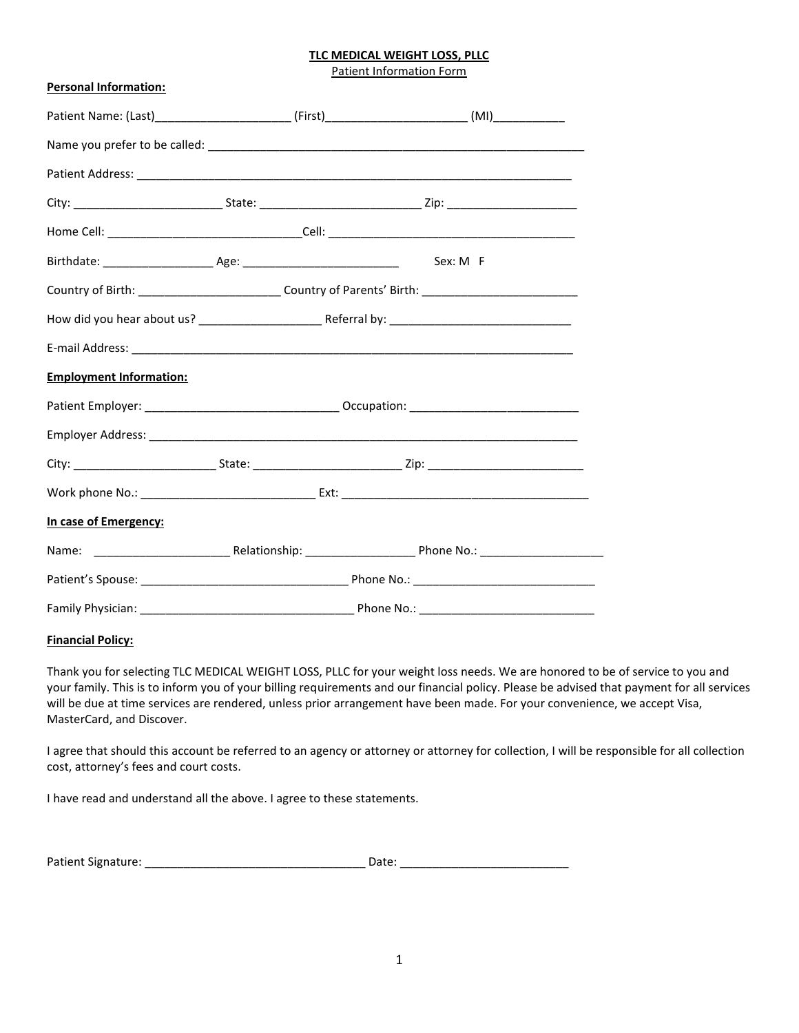**TLC MEDICAL WEIGHT LOSS, PLLC**

Patient Information Form

**Personal Information:**

Patient Name: (Last)_____________________ (First)______________________ (MI)___________

Name you prefer to be called: ____________________________________________________________

Patient Address: _________________________________________________________________________

City: _______________________ State: _________________________ Zip: ____________________

Home Cell: _______________________________Cell: ______________________________________

Birthdate: _________________ Age: _________________________ Sex: M F

Country of Birth: ______________________ Country of Parents' Birth: _________________________

How did you hear about us? ___________________ Referral by: _____________________________

E-mail Address: __________________________________________________________________________

**Employment Information:**

Patient Employer: ______________________________ Occupation: __________________________

Employer Address: ________________________________________________________________________

City: ______________________ State: _______________________ Zip: _________________________

Work phone No.: ___________________________ Ext: _______________________________________

**In case of Emergency:**

Name: _____________________ Relationship: _________________ Phone No.: ___________________

Patient's Spouse: ________________________________ Phone No.: ____________________________

Family Physician: ________________________________ Phone No.: ____________________________

**Financial Policy:**

Thank you for selecting TLC MEDICAL WEIGHT LOSS, PLLC for your weight loss needs. We are honored to be of service to you and your family. This is to inform you of your billing requirements and our financial policy. Please be advised that payment for all services will be due at time services are rendered, unless prior arrangement have been made. For your convenience, we accept Visa, MasterCard, and Discover.

I agree that should this account be referred to an agency or attorney or attorney for collection, I will be responsible for all collection cost, attorney's fees and court costs.

I have read and understand all the above. I agree to these statements.

Patient Signature: __________________________________ Date: __________________________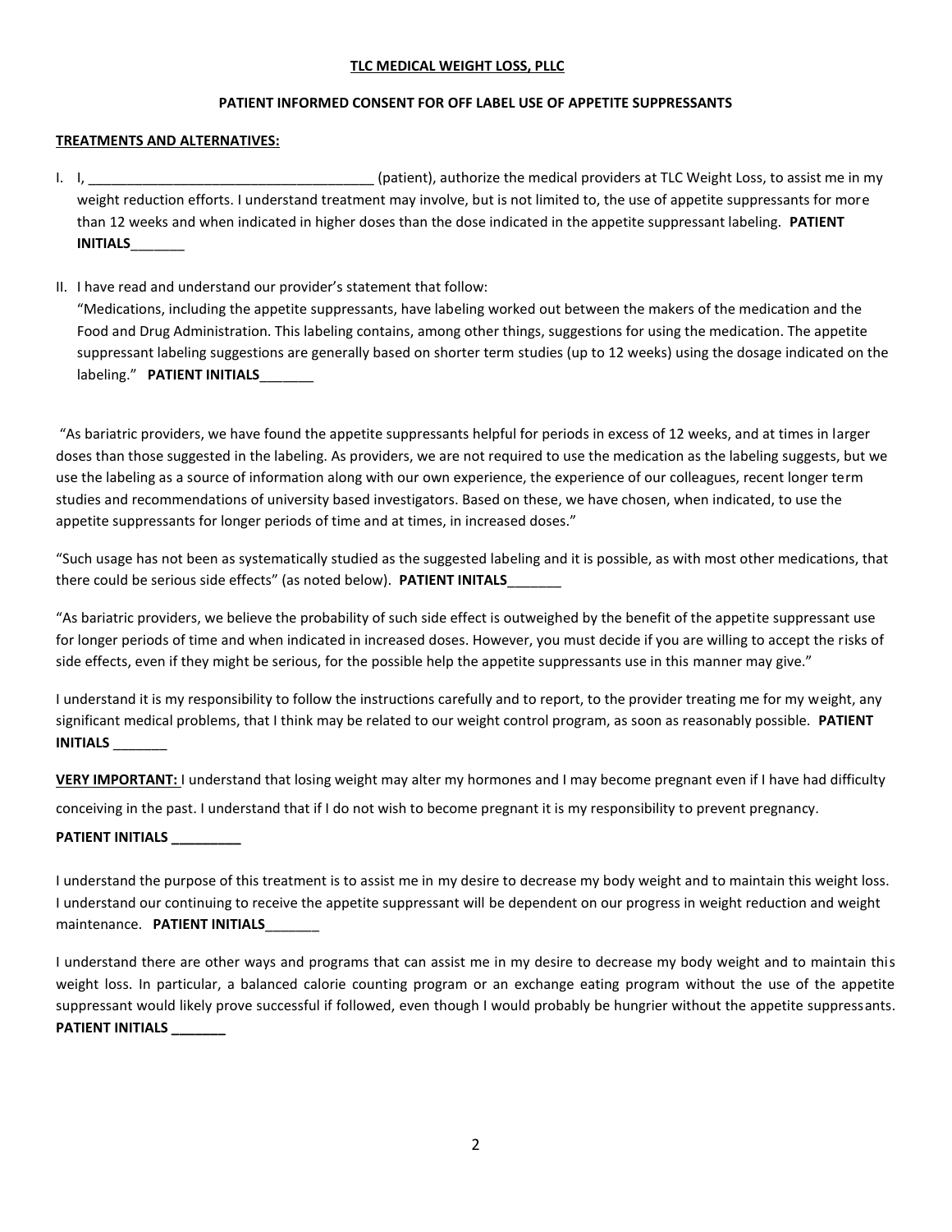**TLC MEDICAL WEIGHT LOSS, PLLC**

**PATIENT INFORMED CONSENT FOR OFF LABEL USE OF APPETITE SUPPRESSANTS**

**TREATMENTS AND ALTERNATIVES:**

I. I, ____________________________________ (patient), authorize the medical providers at TLC Weight Loss, to assist me in my weight reduction efforts. I understand treatment may involve, but is not limited to, the use of appetite suppressants for more than 12 weeks and when indicated in higher doses than the dose indicated in the appetite suppressant labeling. **PATIENT INITIALS**_______

II. I have read and understand our provider's statement that follow:
"Medications, including the appetite suppressants, have labeling worked out between the makers of the medication and the Food and Drug Administration. This labeling contains, among other things, suggestions for using the medication. The appetite suppressant labeling suggestions are generally based on shorter term studies (up to 12 weeks) using the dosage indicated on the labeling." **PATIENT INITIALS**_______

"As bariatric providers, we have found the appetite suppressants helpful for periods in excess of 12 weeks, and at times in larger doses than those suggested in the labeling. As providers, we are not required to use the medication as the labeling suggests, but we use the labeling as a source of information along with our own experience, the experience of our colleagues, recent longer term studies and recommendations of university based investigators. Based on these, we have chosen, when indicated, to use the appetite suppressants for longer periods of time and at times, in increased doses."

"Such usage has not been as systematically studied as the suggested labeling and it is possible, as with most other medications, that there could be serious side effects" (as noted below). **PATIENT INITALS**_______

"As bariatric providers, we believe the probability of such side effect is outweighed by the benefit of the appetite suppressant use for longer periods of time and when indicated in increased doses. However, you must decide if you are willing to accept the risks of side effects, even if they might be serious, for the possible help the appetite suppressants use in this manner may give."

I understand it is my responsibility to follow the instructions carefully and to report, to the provider treating me for my weight, any significant medical problems, that I think may be related to our weight control program, as soon as reasonably possible. **PATIENT INITIALS** _______

**VERY IMPORTANT:** I understand that losing weight may alter my hormones and I may become pregnant even if I have had difficulty conceiving in the past. I understand that if I do not wish to become pregnant it is my responsibility to prevent pregnancy.

**PATIENT INITIALS _________**

I understand the purpose of this treatment is to assist me in my desire to decrease my body weight and to maintain this weight loss. I understand our continuing to receive the appetite suppressant will be dependent on our progress in weight reduction and weight maintenance. **PATIENT INITIALS**_______

I understand there are other ways and programs that can assist me in my desire to decrease my body weight and to maintain this weight loss. In particular, a balanced calorie counting program or an exchange eating program without the use of the appetite suppressant would likely prove successful if followed, even though I would probably be hungrier without the appetite suppressants. **PATIENT INITIALS _______**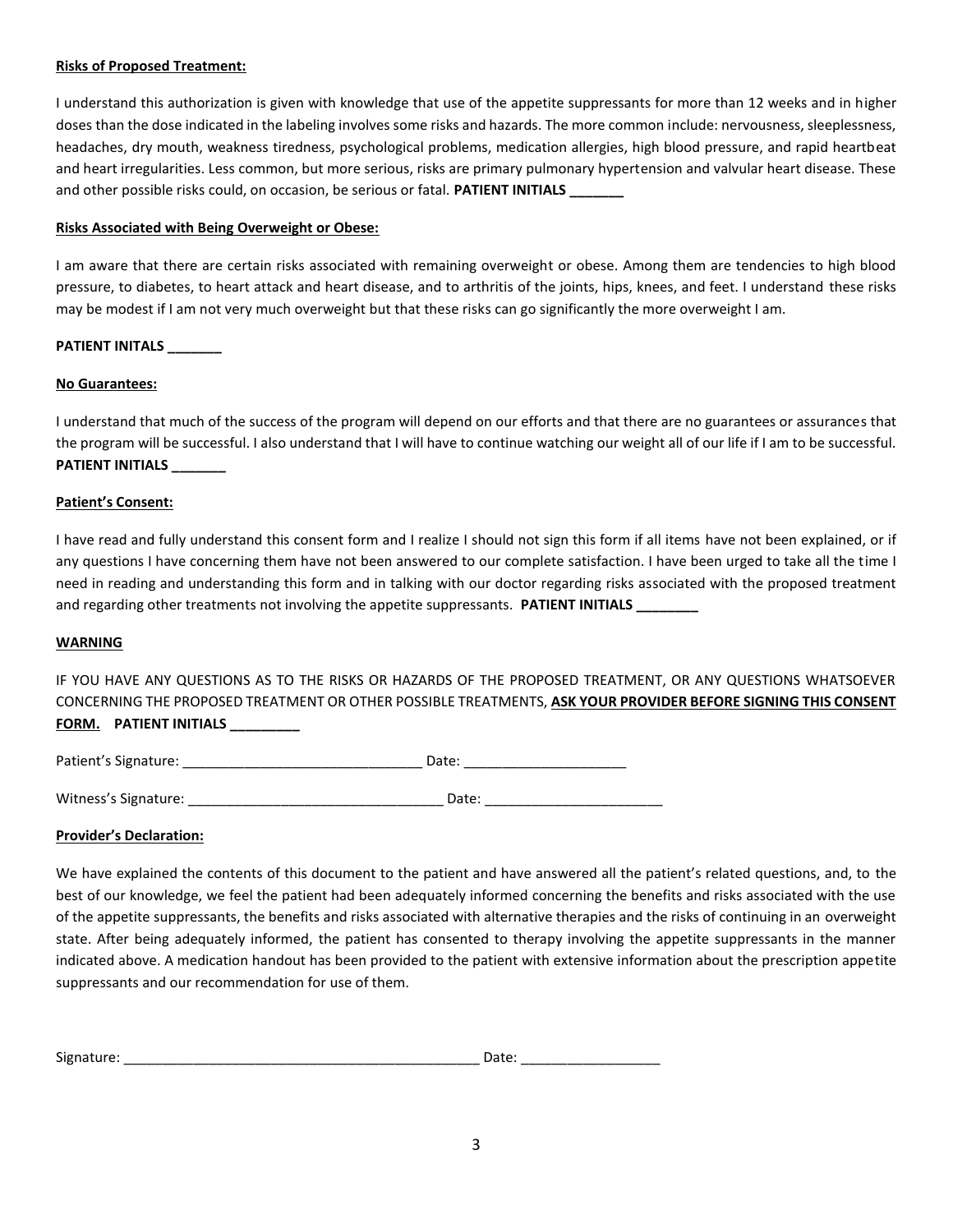**Risks of Proposed Treatment:**

I understand this authorization is given with knowledge that use of the appetite suppressants for more than 12 weeks and in higher doses than the dose indicated in the labeling involves some risks and hazards. The more common include: nervousness, sleeplessness, headaches, dry mouth, weakness tiredness, psychological problems, medication allergies, high blood pressure, and rapid heartbeat and heart irregularities. Less common, but more serious, risks are primary pulmonary hypertension and valvular heart disease. These and other possible risks could, on occasion, be serious or fatal. **PATIENT INITIALS _______**

**Risks Associated with Being Overweight or Obese:**

I am aware that there are certain risks associated with remaining overweight or obese. Among them are tendencies to high blood pressure, to diabetes, to heart attack and heart disease, and to arthritis of the joints, hips, knees, and feet. I understand these risks may be modest if I am not very much overweight but that these risks can go significantly the more overweight I am.

**PATIENT INITALS _______**

**No Guarantees:**

I understand that much of the success of the program will depend on our efforts and that there are no guarantees or assurances that the program will be successful. I also understand that I will have to continue watching our weight all of our life if I am to be successful. **PATIENT INITIALS _______**

**Patient's Consent:**

I have read and fully understand this consent form and I realize I should not sign this form if all items have not been explained, or if any questions I have concerning them have not been answered to our complete satisfaction. I have been urged to take all the time I need in reading and understanding this form and in talking with our doctor regarding risks associated with the proposed treatment and regarding other treatments not involving the appetite suppressants. **PATIENT INITIALS ________**

**WARNING**

IF YOU HAVE ANY QUESTIONS AS TO THE RISKS OR HAZARDS OF THE PROPOSED TREATMENT, OR ANY QUESTIONS WHATSOEVER CONCERNING THE PROPOSED TREATMENT OR OTHER POSSIBLE TREATMENTS, **ASK YOUR PROVIDER BEFORE SIGNING THIS CONSENT FORM. PATIENT INITIALS _________**

Patient's Signature: _______________________________ Date: _____________________

Witness's Signature: _________________________________ Date: _______________________

**Provider's Declaration:**

We have explained the contents of this document to the patient and have answered all the patient's related questions, and, to the best of our knowledge, we feel the patient had been adequately informed concerning the benefits and risks associated with the use of the appetite suppressants, the benefits and risks associated with alternative therapies and the risks of continuing in an overweight state. After being adequately informed, the patient has consented to therapy involving the appetite suppressants in the manner indicated above. A medication handout has been provided to the patient with extensive information about the prescription appetite suppressants and our recommendation for use of them.

Signature: _______________________________________________ Date: __________________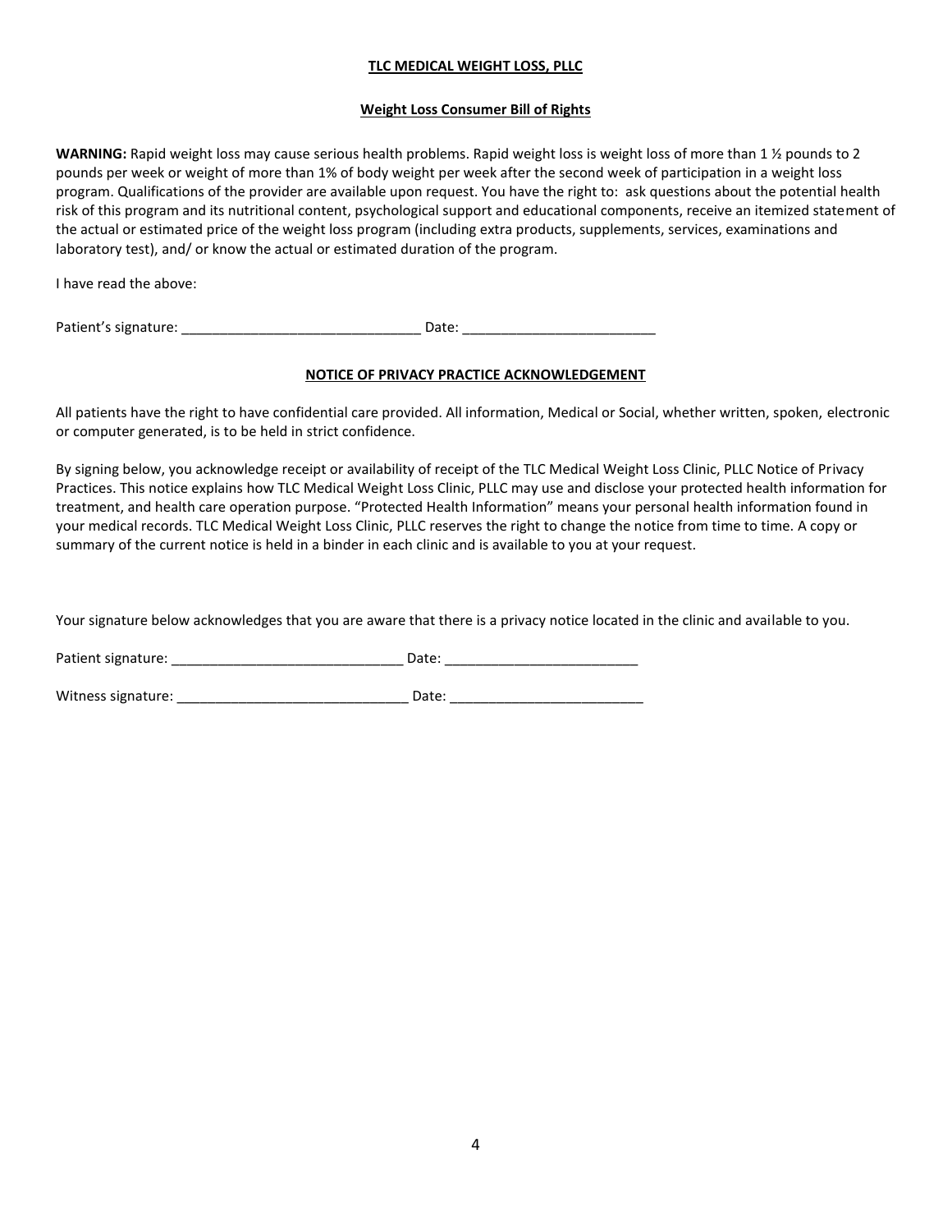**TLC MEDICAL WEIGHT LOSS, PLLC**

**Weight Loss Consumer Bill of Rights**

**WARNING:** Rapid weight loss may cause serious health problems. Rapid weight loss is weight loss of more than 1 ½ pounds to 2 pounds per week or weight of more than 1% of body weight per week after the second week of participation in a weight loss program. Qualifications of the provider are available upon request. You have the right to: ask questions about the potential health risk of this program and its nutritional content, psychological support and educational components, receive an itemized statement of the actual or estimated price of the weight loss program (including extra products, supplements, services, examinations and laboratory test), and/ or know the actual or estimated duration of the program.

I have read the above:

Patient's signature: _______________________________ Date: _________________________

**NOTICE OF PRIVACY PRACTICE ACKNOWLEDGEMENT**

All patients have the right to have confidential care provided. All information, Medical or Social, whether written, spoken, electronic or computer generated, is to be held in strict confidence.

By signing below, you acknowledge receipt or availability of receipt of the TLC Medical Weight Loss Clinic, PLLC Notice of Privacy Practices. This notice explains how TLC Medical Weight Loss Clinic, PLLC may use and disclose your protected health information for treatment, and health care operation purpose. "Protected Health Information" means your personal health information found in your medical records. TLC Medical Weight Loss Clinic, PLLC reserves the right to change the notice from time to time. A copy or summary of the current notice is held in a binder in each clinic and is available to you at your request.

Your signature below acknowledges that you are aware that there is a privacy notice located in the clinic and available to you.

Patient signature: ______________________________ Date: _________________________

Witness signature: ______________________________ Date: _________________________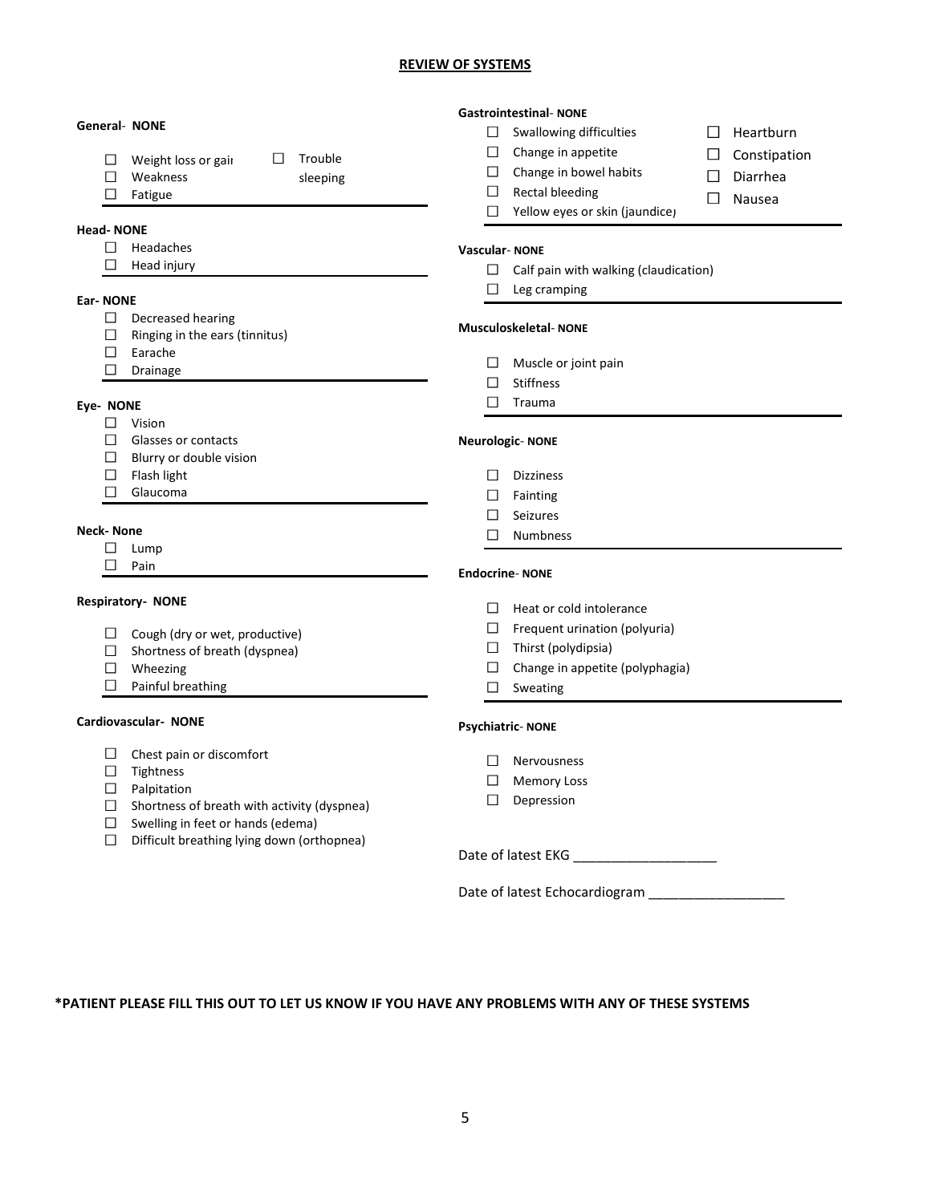## REVIEW OF SYSTEMS

**General- NONE**

- ☐ Weight loss or gain
- ☐ Weakness
- ☐ Fatigue
- ☐ Trouble sleeping

**Head- NONE**

- ☐ Headaches
- ☐ Head injury

**Ear- NONE**

- ☐ Decreased hearing
- ☐ Ringing in the ears (tinnitus)
- ☐ Earache
- ☐ Drainage

**Eye- NONE**

- ☐ Vision
- ☐ Glasses or contacts
- ☐ Blurry or double vision
- ☐ Flash light
- ☐ Glaucoma

**Neck- None**

- ☐ Lump
- ☐ Pain

**Respiratory- NONE**

- ☐ Cough (dry or wet, productive)
- ☐ Shortness of breath (dyspnea)
- ☐ Wheezing
- ☐ Painful breathing

**Cardiovascular- NONE**

- ☐ Chest pain or discomfort
- ☐ Tightness
- ☐ Palpitation
- ☐ Shortness of breath with activity (dyspnea)
- ☐ Swelling in feet or hands (edema)
- ☐ Difficult breathing lying down (orthopnea)

**Gastrointestinal- NONE**

- ☐ Swallowing difficulties
- ☐ Change in appetite
- ☐ Change in bowel habits
- ☐ Rectal bleeding
- ☐ Yellow eyes or skin (jaundice)
- ☐ Heartburn
- ☐ Constipation
- ☐ Diarrhea
- ☐ Nausea

**Vascular- NONE**

- ☐ Calf pain with walking (claudication)
- ☐ Leg cramping

**Musculoskeletal- NONE**

- ☐ Muscle or joint pain
- ☐ Stiffness
- ☐ Trauma

**Neurologic- NONE**

- ☐ Dizziness
- ☐ Fainting
- ☐ Seizures
- ☐ Numbness

**Endocrine- NONE**

- ☐ Heat or cold intolerance
- ☐ Frequent urination (polyuria)
- ☐ Thirst (polydipsia)
- ☐ Change in appetite (polyphagia)
- ☐ Sweating

**Psychiatric- NONE**

- ☐ Nervousness
- ☐ Memory Loss
- ☐ Depression

Date of latest EKG ___________________

Date of latest Echocardiogram __________________

**\*PATIENT PLEASE FILL THIS OUT TO LET US KNOW IF YOU HAVE ANY PROBLEMS WITH ANY OF THESE SYSTEMS**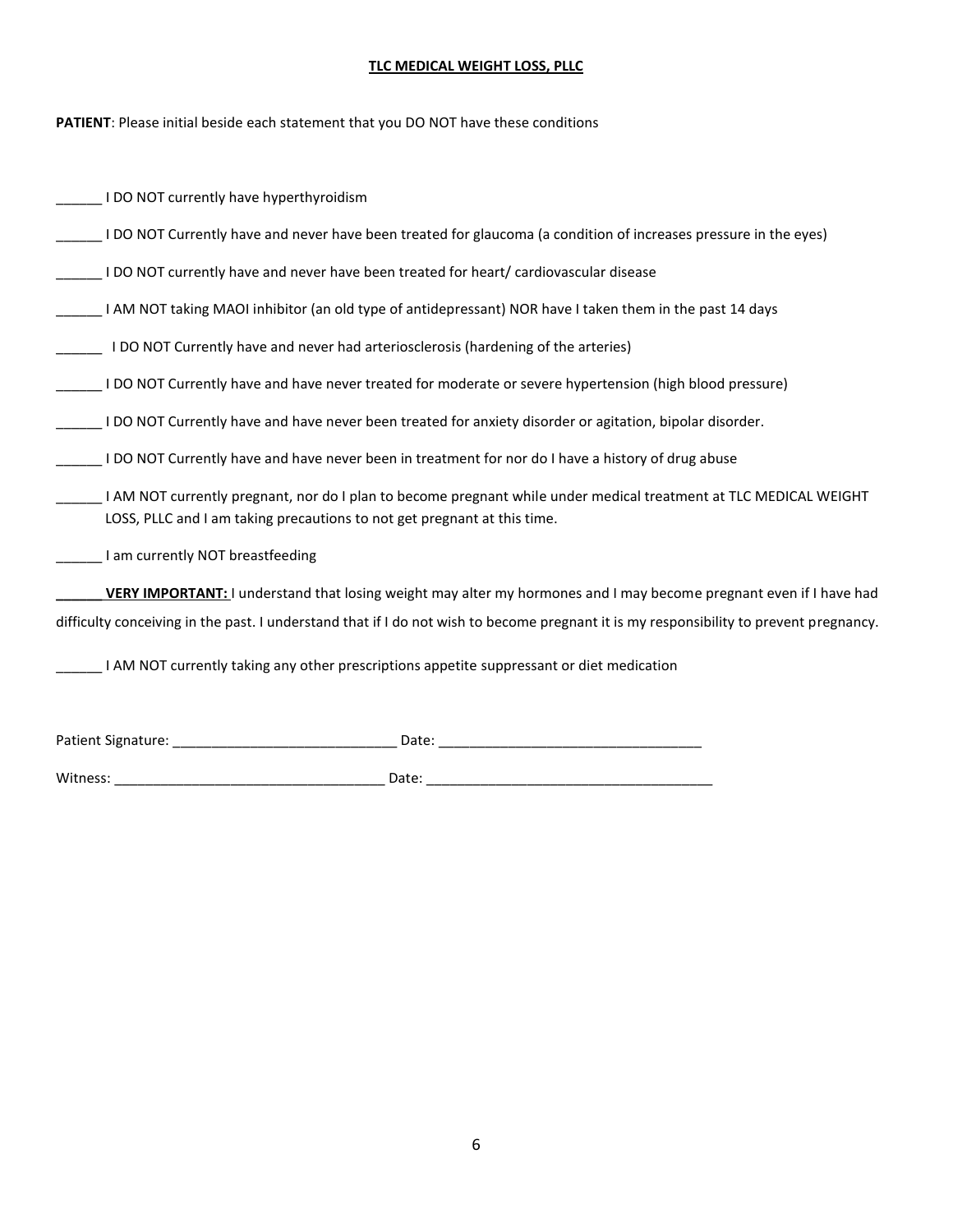**TLC MEDICAL WEIGHT LOSS, PLLC**

**PATIENT**: Please initial beside each statement that you DO NOT have these conditions

______ I DO NOT currently have hyperthyroidism

______ I DO NOT Currently have and never have been treated for glaucoma (a condition of increases pressure in the eyes)

______ I DO NOT currently have and never have been treated for heart/ cardiovascular disease

______ I AM NOT taking MAOI inhibitor (an old type of antidepressant) NOR have I taken them in the past 14 days

______ I DO NOT Currently have and never had arteriosclerosis (hardening of the arteries)

______ I DO NOT Currently have and have never treated for moderate or severe hypertension (high blood pressure)

______ I DO NOT Currently have and have never been treated for anxiety disorder or agitation, bipolar disorder.

______ I DO NOT Currently have and have never been in treatment for nor do I have a history of drug abuse

______ I AM NOT currently pregnant, nor do I plan to become pregnant while under medical treatment at TLC MEDICAL WEIGHT LOSS, PLLC and I am taking precautions to not get pregnant at this time.

______ I am currently NOT breastfeeding

______ **VERY IMPORTANT:** I understand that losing weight may alter my hormones and I may become pregnant even if I have had difficulty conceiving in the past. I understand that if I do not wish to become pregnant it is my responsibility to prevent pregnancy.

______ I AM NOT currently taking any other prescriptions appetite suppressant or diet medication

Patient Signature: _____________________________ Date: _________________________________

Witness: __________________________________ Date: ____________________________________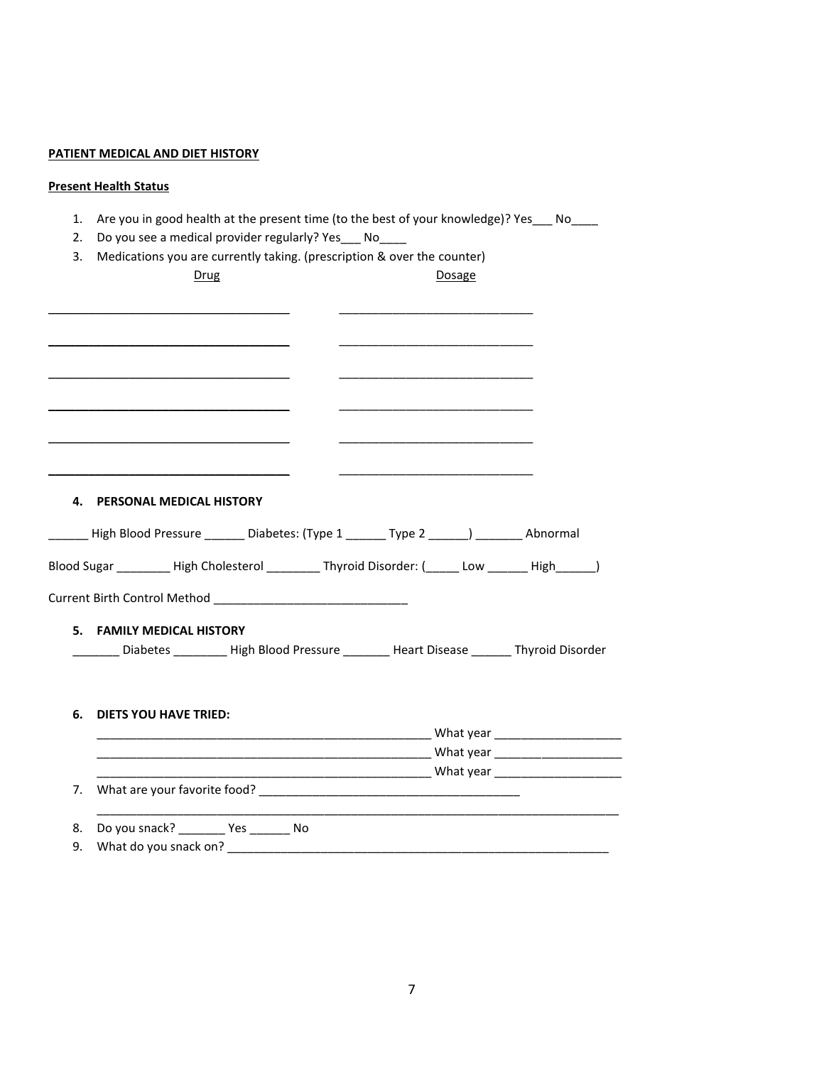**PATIENT MEDICAL AND DIET HISTORY**

**Present Health Status**

1. Are you in good health at the present time (to the best of your knowledge)? Yes___ No____
2. Do you see a medical provider regularly? Yes___ No____
3. Medications you are currently taking. (prescription & over the counter)

| Drug | Dosage |
|---|---|
| ___________________________________ | ____________________________ |
| ___________________________________ | ____________________________ |
| ___________________________________ | ____________________________ |
| ___________________________________ | ____________________________ |
| ___________________________________ | ____________________________ |
| ___________________________________ | ____________________________ |

4. **PERSONAL MEDICAL HISTORY**

______ High Blood Pressure ______ Diabetes: (Type 1 ______ Type 2 ______) _______ Abnormal Blood Sugar ________ High Cholesterol ________ Thyroid Disorder: (_____ Low ______ High______)

Current Birth Control Method ____________________________

5. **FAMILY MEDICAL HISTORY**

_______ Diabetes ________ High Blood Pressure _______ Heart Disease ______ Thyroid Disorder

6. **DIETS YOU HAVE TRIED:**

__________________________________________________ What year ___________________

__________________________________________________ What year ___________________

__________________________________________________ What year ___________________

7. What are your favorite food? _______________________________________

_____________________________________________________________________________

8. Do you snack? _______ Yes ______ No
9. What do you snack on? __________________________________________________________